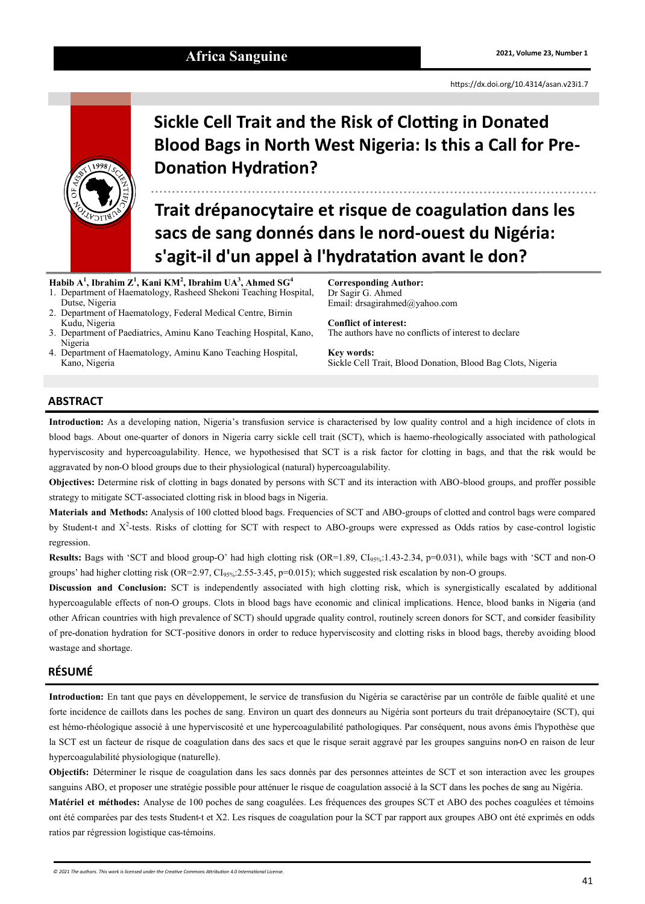https://dx.doi.org/10.4314/asan.v23i1.7

# Sickle Cell Trait and the Risk of Clotting in Donated Blood Bags in North West Nigeria: Is this a Call for Pre-Donation Hydration?

# Trait drépanocytaire et risque de coagulation dans les sacs de sang donnés dans le nord-ouest du Nigéria: s'agit-il d'un appel à l'hydratation avant le don?

**Habib A[1], Ibrahim Z[1], Kani KM[2], Ibrahim UA[3], Ahmed SG[4]**

1. Department of Haematology, Rasheed Shekoni Teaching Hospital, Dutse, Nigeria
2. Department of Haematology, Federal Medical Centre, Birnin Kudu, Nigeria
3. Department of Paediatrics, Aminu Kano Teaching Hospital, Kano, Nigeria
4. Department of Haematology, Aminu Kano Teaching Hospital, Kano, Nigeria

**Corresponding Author:**
Dr Sagir G. Ahmed
Email: drsagirahmed@yahoo.com

**Conflict of interest:**
The authors have no conflicts of interest to declare

**Key words:**
Sickle Cell Trait, Blood Donation, Blood Bag Clots, Nigeria

## ABSTRACT

**Introduction:** As a developing nation, Nigeria's transfusion service is characterised by low quality control and a high incidence of clots in blood bags. About one-quarter of donors in Nigeria carry sickle cell trait (SCT), which is haemo-rheologically associated with pathological hyperviscosity and hypercoagulability. Hence, we hypothesised that SCT is a risk factor for clotting in bags, and that the risk would be aggravated by non-O blood groups due to their physiological (natural) hypercoagulability.

**Objectives:** Determine risk of clotting in bags donated by persons with SCT and its interaction with ABO-blood groups, and proffer possible strategy to mitigate SCT-associated clotting risk in blood bags in Nigeria.

**Materials and Methods:** Analysis of 100 clotted blood bags. Frequencies of SCT and ABO-groups of clotted and control bags were compared by Student-t and $X^2$-tests. Risks of clotting for SCT with respect to ABO-groups were expressed as Odds ratios by case-control logistic regression.

**Results:** Bags with 'SCT and blood group-O' had high clotting risk (OR=1.89, $CI_{95\%}$:1.43-2.34, p=0.031), while bags with 'SCT and non-O groups' had higher clotting risk (OR=2.97, $CI_{95\%}$:2.55-3.45, p=0.015); which suggested risk escalation by non-O groups.

**Discussion and Conclusion:** SCT is independently associated with high clotting risk, which is synergistically escalated by additional hypercoagulable effects of non-O groups. Clots in blood bags have economic and clinical implications. Hence, blood banks in Nigeria (and other African countries with high prevalence of SCT) should upgrade quality control, routinely screen donors for SCT, and consider feasibility of pre-donation hydration for SCT-positive donors in order to reduce hyperviscosity and clotting risks in blood bags, thereby avoiding blood wastage and shortage.

## RÉSUMÉ

**Introduction:** En tant que pays en développement, le service de transfusion du Nigéria se caractérise par un contrôle de faible qualité et une forte incidence de caillots dans les poches de sang. Environ un quart des donneurs au Nigéria sont porteurs du trait drépanocytaire (SCT), qui est hémo-rhéologique associé à une hyperviscosité et une hypercoagulabilité pathologiques. Par conséquent, nous avons émis l'hypothèse que la SCT est un facteur de risque de coagulation dans des sacs et que le risque serait aggravé par les groupes sanguins non-O en raison de leur hypercoagulabilité physiologique (naturelle).

**Objectifs:** Déterminer le risque de coagulation dans les sacs donnés par des personnes atteintes de SCT et son interaction avec les groupes sanguins ABO, et proposer une stratégie possible pour atténuer le risque de coagulation associé à la SCT dans les poches de sang au Nigéria.

**Matériel et méthodes:** Analyse de 100 poches de sang coagulées. Les fréquences des groupes SCT et ABO des poches coagulées et témoins ont été comparées par des tests Student-t et X2. Les risques de coagulation pour la SCT par rapport aux groupes ABO ont été exprimés en odds ratios par régression logistique cas-témoins.

© 2021 The authors. This work is licensed under the Creative Commons Attribution 4.0 International License.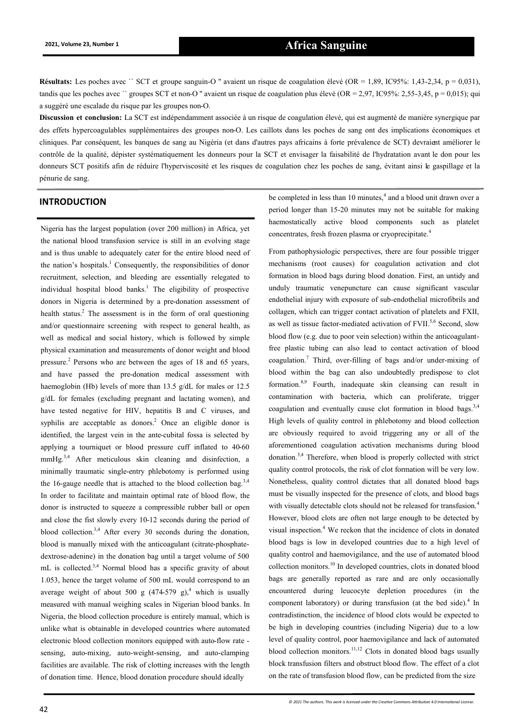**Résultats:** Les poches avec `` SCT et groupe sanguin-O " avaient un risque de coagulation élevé (OR = 1,89, IC95%: 1,43-2,34, p = 0,031), tandis que les poches avec `` groupes SCT et non-O " avaient un risque de coagulation plus élevé (OR = 2,97, IC95%: 2,55-3,45, p = 0,015); qui a suggéré une escalade du risque par les groupes non-O.

**Discussion et conclusion:** La SCT est indépendamment associée à un risque de coagulation élevé, qui est augmenté de manière synergique par des effets hypercoagulables supplémentaires des groupes non-O. Les caillots dans les poches de sang ont des implications économiques et cliniques. Par conséquent, les banques de sang au Nigéria (et dans d'autres pays africains à forte prévalence de SCT) devraient améliorer le contrôle de la qualité, dépister systématiquement les donneurs pour la SCT et envisager la faisabilité de l'hydratation avant le don pour les donneurs SCT positifs afin de réduire l'hyperviscosité et les risques de coagulation chez les poches de sang, évitant ainsi le gaspillage et la pénurie de sang.

## INTRODUCTION

Nigeria has the largest population (over 200 million) in Africa, yet the national blood transfusion service is still in an evolving stage and is thus unable to adequately cater for the entire blood need of the nation's hospitals.[1] Consequently, the responsibilities of donor recruitment, selection, and bleeding are essentially relegated to individual hospital blood banks.[1] The eligibility of prospective donors in Nigeria is determined by a pre-donation assessment of health status.[2] The assessment is in the form of oral questioning and/or questionnaire screening with respect to general health, as well as medical and social history, which is followed by simple physical examination and measurements of donor weight and blood pressure.[2] Persons who are between the ages of 18 and 65 years, and have passed the pre-donation medical assessment with haemoglobin (Hb) levels of more than 13.5 g/dL for males or 12.5 g/dL for females (excluding pregnant and lactating women), and have tested negative for HIV, hepatitis B and C viruses, and syphilis are acceptable as donors.[2] Once an eligible donor is identified, the largest vein in the ante-cubital fossa is selected by applying a tourniquet or blood pressure cuff inflated to 40-60 mmHg.[3,4] After meticulous skin cleaning and disinfection, a minimally traumatic single-entry phlebotomy is performed using the 16-gauge needle that is attached to the blood collection bag.[3,4] In order to facilitate and maintain optimal rate of blood flow, the donor is instructed to squeeze a compressible rubber ball or open and close the fist slowly every 10-12 seconds during the period of blood collection.[3,4] After every 30 seconds during the donation, blood is manually mixed with the anticoagulant (citrate-phosphate-dextrose-adenine) in the donation bag until a target volume of 500 mL is collected.[3,4] Normal blood has a specific gravity of about 1.053, hence the target volume of 500 mL would correspond to an average weight of about 500 g (474-579 g),[4] which is usually measured with manual weighing scales in Nigerian blood banks. In Nigeria, the blood collection procedure is entirely manual, which is unlike what is obtainable in developed countries where automated electronic blood collection monitors equipped with auto-flow rate - sensing, auto-mixing, auto-weight-sensing, and auto-clamping facilities are available. The risk of clotting increases with the length of donation time. Hence, blood donation procedure should ideally be completed in less than 10 minutes,[4] and a blood unit drawn over a period longer than 15-20 minutes may not be suitable for making haemostatically active blood components such as platelet concentrates, fresh frozen plasma or cryoprecipitate.[4]

From pathophysiologic perspectives, there are four possible trigger mechanisms (root causes) for coagulation activation and clot formation in blood bags during blood donation. First, an untidy and unduly traumatic venepuncture can cause significant vascular endothelial injury with exposure of sub-endothelial microfibrils and collagen, which can trigger contact activation of platelets and FXII, as well as tissue factor-mediated activation of FVII.[5,6] Second, slow blood flow (e.g. due to poor vein selection) within the anticoagulant-free plastic tubing can also lead to contact activation of blood coagulation.[7] Third, over-filling of bags and/or under-mixing of blood within the bag can also undoubtedly predispose to clot formation.[8,9] Fourth, inadequate skin cleansing can result in contamination with bacteria, which can proliferate, trigger coagulation and eventually cause clot formation in blood bags.[3,4] High levels of quality control in phlebotomy and blood collection are obviously required to avoid triggering any or all of the aforementioned coagulation activation mechanisms during blood donation.[3,4] Therefore, when blood is properly collected with strict quality control protocols, the risk of clot formation will be very low. Nonetheless, quality control dictates that all donated blood bags must be visually inspected for the presence of clots, and blood bags with visually detectable clots should not be released for transfusion.[4] However, blood clots are often not large enough to be detected by visual inspection.[4] We reckon that the incidence of clots in donated blood bags is low in developed countries due to a high level of quality control and haemovigilance, and the use of automated blood collection monitors.[10] In developed countries, clots in donated blood bags are generally reported as rare and are only occasionally encountered during leucocyte depletion procedures (in the component laboratory) or during transfusion (at the bed side).[4] In contradistinction, the incidence of blood clots would be expected to be high in developing countries (including Nigeria) due to a low level of quality control, poor haemovigilance and lack of automated blood collection monitors.[11,12] Clots in donated blood bags usually block transfusion filters and obstruct blood flow. The effect of a clot on the rate of transfusion blood flow, can be predicted from the size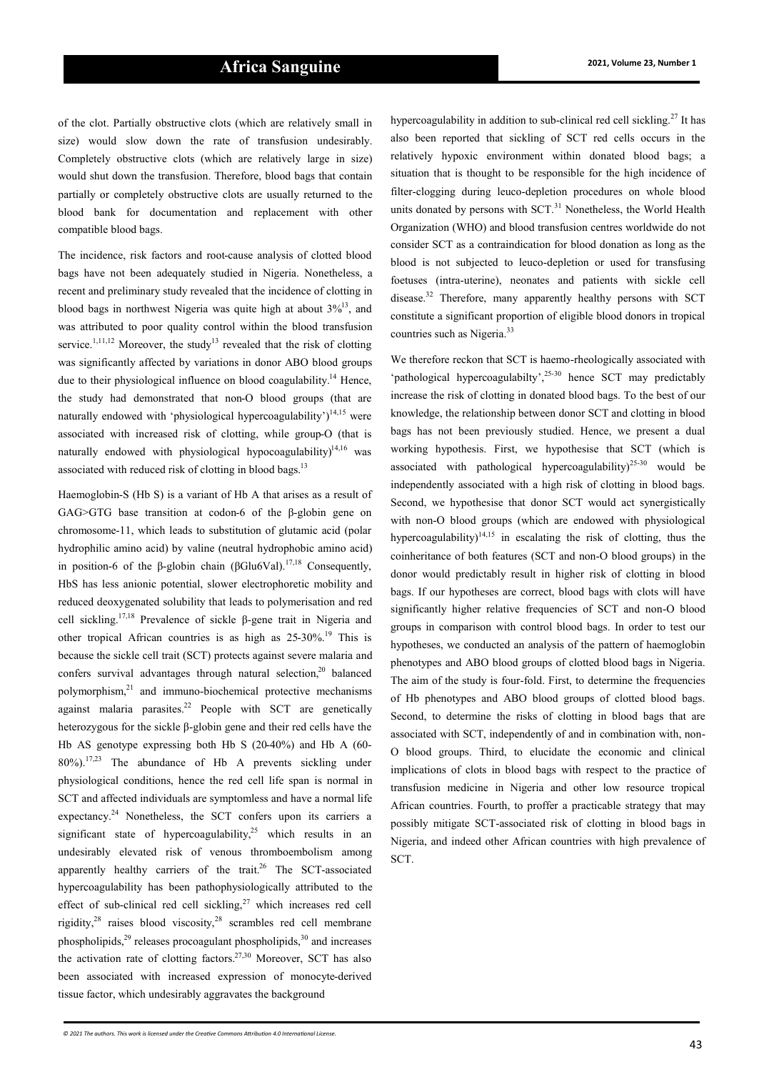of the clot. Partially obstructive clots (which are relatively small in size) would slow down the rate of transfusion undesirably. Completely obstructive clots (which are relatively large in size) would shut down the transfusion. Therefore, blood bags that contain partially or completely obstructive clots are usually returned to the blood bank for documentation and replacement with other compatible blood bags.

The incidence, risk factors and root-cause analysis of clotted blood bags have not been adequately studied in Nigeria. Nonetheless, a recent and preliminary study revealed that the incidence of clotting in blood bags in northwest Nigeria was quite high at about 3%[13], and was attributed to poor quality control within the blood transfusion service.[1,11,12] Moreover, the study[13] revealed that the risk of clotting was significantly affected by variations in donor ABO blood groups due to their physiological influence on blood coagulability.[14] Hence, the study had demonstrated that non-O blood groups (that are naturally endowed with 'physiological hypercoagulability')[14,15] were associated with increased risk of clotting, while group-O (that is naturally endowed with physiological hypocoagulability)[14,16] was associated with reduced risk of clotting in blood bags.[13]

Haemoglobin-S (Hb S) is a variant of Hb A that arises as a result of GAG>GTG base transition at codon-6 of the β-globin gene on chromosome-11, which leads to substitution of glutamic acid (polar hydrophilic amino acid) by valine (neutral hydrophobic amino acid) in position-6 of the β-globin chain (βGlu6Val).[17,18] Consequently, HbS has less anionic potential, slower electrophoretic mobility and reduced deoxygenated solubility that leads to polymerisation and red cell sickling.[17,18] Prevalence of sickle β-gene trait in Nigeria and other tropical African countries is as high as 25-30%.[19] This is because the sickle cell trait (SCT) protects against severe malaria and confers survival advantages through natural selection,[20] balanced polymorphism,[21] and immuno-biochemical protective mechanisms against malaria parasites.[22] People with SCT are genetically heterozygous for the sickle β-globin gene and their red cells have the Hb AS genotype expressing both Hb S (20-40%) and Hb A (60-80%).[17,23] The abundance of Hb A prevents sickling under physiological conditions, hence the red cell life span is normal in SCT and affected individuals are symptomless and have a normal life expectancy.[24] Nonetheless, the SCT confers upon its carriers a significant state of hypercoagulability,[25] which results in an undesirably elevated risk of venous thromboembolism among apparently healthy carriers of the trait.[26] The SCT-associated hypercoagulability has been pathophysiologically attributed to the effect of sub-clinical red cell sickling,[27] which increases red cell rigidity,[28] raises blood viscosity,[28] scrambles red cell membrane phospholipids,[29] releases procoagulant phospholipids,[30] and increases the activation rate of clotting factors.[27,30] Moreover, SCT has also been associated with increased expression of monocyte-derived tissue factor, which undesirably aggravates the background hypercoagulability in addition to sub-clinical red cell sickling.[27] It has also been reported that sickling of SCT red cells occurs in the relatively hypoxic environment within donated blood bags; a situation that is thought to be responsible for the high incidence of filter-clogging during leuco-depletion procedures on whole blood units donated by persons with SCT.[31] Nonetheless, the World Health Organization (WHO) and blood transfusion centres worldwide do not consider SCT as a contraindication for blood donation as long as the blood is not subjected to leuco-depletion or used for transfusing foetuses (intra-uterine), neonates and patients with sickle cell disease.[32] Therefore, many apparently healthy persons with SCT constitute a significant proportion of eligible blood donors in tropical countries such as Nigeria.[33]

We therefore reckon that SCT is haemo-rheologically associated with 'pathological hypercoagulabilty',[25-30] hence SCT may predictably increase the risk of clotting in donated blood bags. To the best of our knowledge, the relationship between donor SCT and clotting in blood bags has not been previously studied. Hence, we present a dual working hypothesis. First, we hypothesise that SCT (which is associated with pathological hypercoagulability)[25-30] would be independently associated with a high risk of clotting in blood bags. Second, we hypothesise that donor SCT would act synergistically with non-O blood groups (which are endowed with physiological hypercoagulability)[14,15] in escalating the risk of clotting, thus the coinheritance of both features (SCT and non-O blood groups) in the donor would predictably result in higher risk of clotting in blood bags. If our hypotheses are correct, blood bags with clots will have significantly higher relative frequencies of SCT and non-O blood groups in comparison with control blood bags. In order to test our hypotheses, we conducted an analysis of the pattern of haemoglobin phenotypes and ABO blood groups of clotted blood bags in Nigeria. The aim of the study is four-fold. First, to determine the frequencies of Hb phenotypes and ABO blood groups of clotted blood bags. Second, to determine the risks of clotting in blood bags that are associated with SCT, independently of and in combination with, non-O blood groups. Third, to elucidate the economic and clinical implications of clots in blood bags with respect to the practice of transfusion medicine in Nigeria and other low resource tropical African countries. Fourth, to proffer a practicable strategy that may possibly mitigate SCT-associated risk of clotting in blood bags in Nigeria, and indeed other African countries with high prevalence of SCT.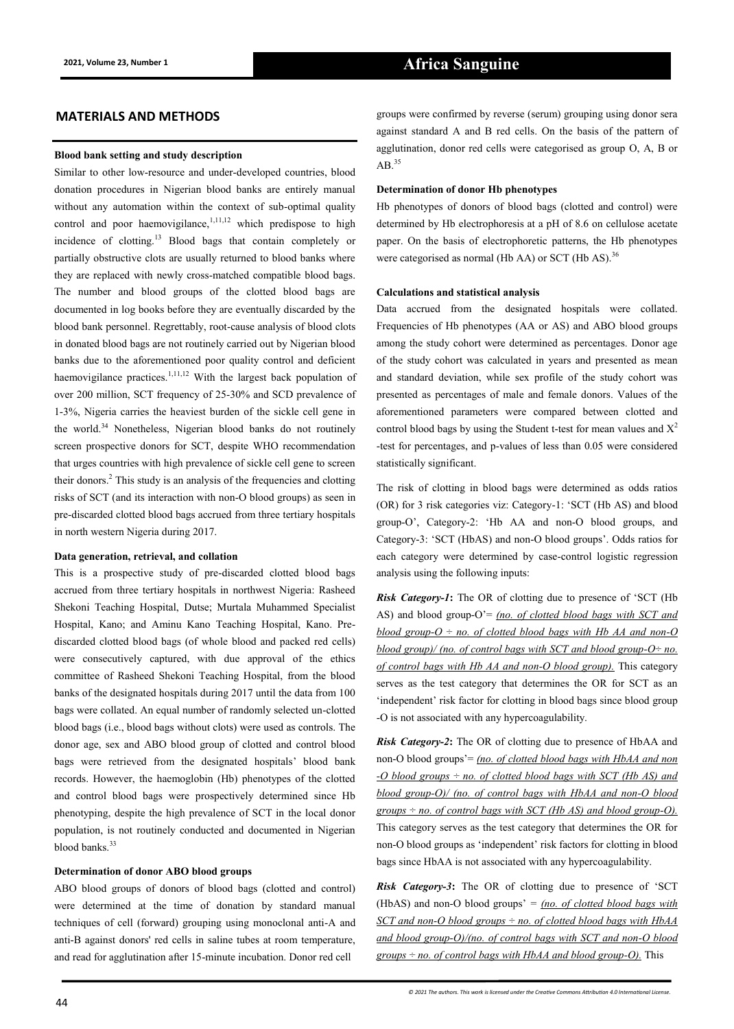## MATERIALS AND METHODS

### Blood bank setting and study description

Similar to other low-resource and under-developed countries, blood donation procedures in Nigerian blood banks are entirely manual without any automation within the context of sub-optimal quality control and poor haemovigilance,[1,11,12] which predispose to high incidence of clotting.[13] Blood bags that contain completely or partially obstructive clots are usually returned to blood banks where they are replaced with newly cross-matched compatible blood bags. The number and blood groups of the clotted blood bags are documented in log books before they are eventually discarded by the blood bank personnel. Regrettably, root-cause analysis of blood clots in donated blood bags are not routinely carried out by Nigerian blood banks due to the aforementioned poor quality control and deficient haemovigilance practices.[1,11,12] With the largest back population of over 200 million, SCT frequency of 25-30% and SCD prevalence of 1-3%, Nigeria carries the heaviest burden of the sickle cell gene in the world.[34] Nonetheless, Nigerian blood banks do not routinely screen prospective donors for SCT, despite WHO recommendation that urges countries with high prevalence of sickle cell gene to screen their donors.[2] This study is an analysis of the frequencies and clotting risks of SCT (and its interaction with non-O blood groups) as seen in pre-discarded clotted blood bags accrued from three tertiary hospitals in north western Nigeria during 2017.

### Data generation, retrieval, and collation

This is a prospective study of pre-discarded clotted blood bags accrued from three tertiary hospitals in northwest Nigeria: Rasheed Shekoni Teaching Hospital, Dutse; Murtala Muhammed Specialist Hospital, Kano; and Aminu Kano Teaching Hospital, Kano. Pre-discarded clotted blood bags (of whole blood and packed red cells) were consecutively captured, with due approval of the ethics committee of Rasheed Shekoni Teaching Hospital, from the blood banks of the designated hospitals during 2017 until the data from 100 bags were collated. An equal number of randomly selected un-clotted blood bags (i.e., blood bags without clots) were used as controls. The donor age, sex and ABO blood group of clotted and control blood bags were retrieved from the designated hospitals' blood bank records. However, the haemoglobin (Hb) phenotypes of the clotted and control blood bags were prospectively determined since Hb phenotyping, despite the high prevalence of SCT in the local donor population, is not routinely conducted and documented in Nigerian blood banks.[33]

### Determination of donor ABO blood groups

ABO blood groups of donors of blood bags (clotted and control) were determined at the time of donation by standard manual techniques of cell (forward) grouping using monoclonal anti-A and anti-B against donors' red cells in saline tubes at room temperature, and read for agglutination after 15-minute incubation. Donor red cell groups were confirmed by reverse (serum) grouping using donor sera against standard A and B red cells. On the basis of the pattern of agglutination, donor red cells were categorised as group O, A, B or AB.[35]

### Determination of donor Hb phenotypes

Hb phenotypes of donors of blood bags (clotted and control) were determined by Hb electrophoresis at a pH of 8.6 on cellulose acetate paper. On the basis of electrophoretic patterns, the Hb phenotypes were categorised as normal (Hb AA) or SCT (Hb AS).[36]

### Calculations and statistical analysis

Data accrued from the designated hospitals were collated. Frequencies of Hb phenotypes (AA or AS) and ABO blood groups among the study cohort were determined as percentages. Donor age of the study cohort was calculated in years and presented as mean and standard deviation, while sex profile of the study cohort was presented as percentages of male and female donors. Values of the aforementioned parameters were compared between clotted and control blood bags by using the Student t-test for mean values and $X^2$ -test for percentages, and p-values of less than 0.05 were considered statistically significant.

The risk of clotting in blood bags were determined as odds ratios (OR) for 3 risk categories viz: Category-1: 'SCT (Hb AS) and blood group-O', Category-2: 'Hb AA and non-O blood groups, and Category-3: 'SCT (HbAS) and non-O blood groups'. Odds ratios for each category were determined by case-control logistic regression analysis using the following inputs:

***Risk Category-1*:** The OR of clotting due to presence of 'SCT (Hb AS) and blood group-O'= *(no. of clotted blood bags with SCT and blood group-O ÷ no. of clotted blood bags with Hb AA and non-O blood group)/ (no. of control bags with SCT and blood group-O÷ no. of control bags with Hb AA and non-O blood group).* This category serves as the test category that determines the OR for SCT as an 'independent' risk factor for clotting in blood bags since blood group -O is not associated with any hypercoagulability.

***Risk Category-2*:** The OR of clotting due to presence of HbAA and non-O blood groups'= *(no. of clotted blood bags with HbAA and non -O blood groups ÷ no. of clotted blood bags with SCT (Hb AS) and blood group-O)/ (no. of control bags with HbAA and non-O blood groups ÷ no. of control bags with SCT (Hb AS) and blood group-O).* This category serves as the test category that determines the OR for non-O blood groups as 'independent' risk factors for clotting in blood bags since HbAA is not associated with any hypercoagulability.

***Risk Category-3*:** The OR of clotting due to presence of 'SCT (HbAS) and non-O blood groups' = *(no. of clotted blood bags with SCT and non-O blood groups ÷ no. of clotted blood bags with HbAA and blood group-O)/(no. of control bags with SCT and non-O blood groups ÷ no. of control bags with HbAA and blood group-O).* This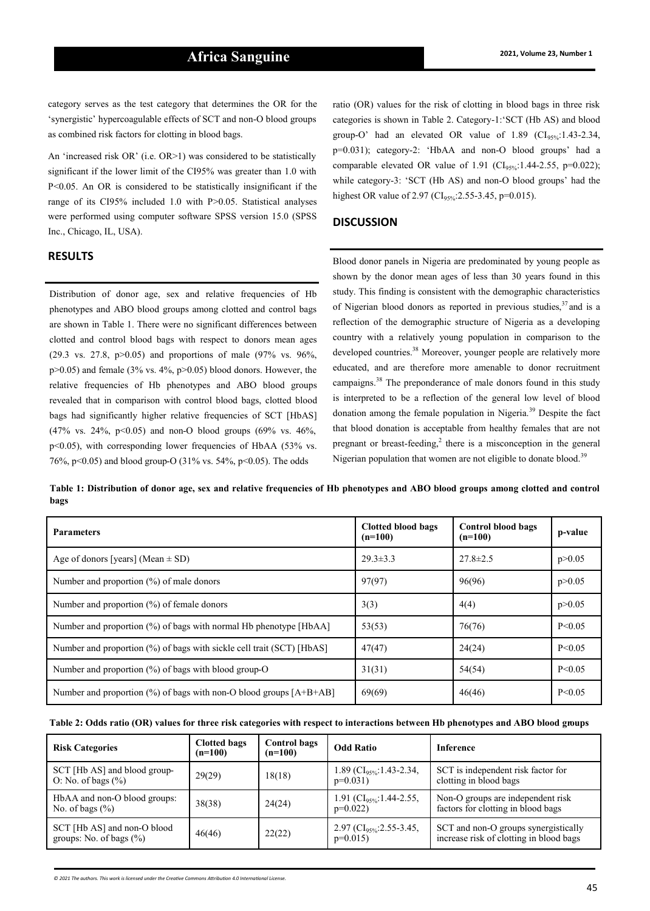category serves as the test category that determines the OR for the 'synergistic' hypercoagulable effects of SCT and non-O blood groups as combined risk factors for clotting in blood bags.

An 'increased risk OR' (i.e. OR>1) was considered to be statistically significant if the lower limit of the CI95% was greater than 1.0 with P<0.05. An OR is considered to be statistically insignificant if the range of its CI95% included 1.0 with P>0.05. Statistical analyses were performed using computer software SPSS version 15.0 (SPSS Inc., Chicago, IL, USA).

## RESULTS

Distribution of donor age, sex and relative frequencies of Hb phenotypes and ABO blood groups among clotted and control bags are shown in Table 1. There were no significant differences between clotted and control blood bags with respect to donors mean ages (29.3 vs. 27.8, p>0.05) and proportions of male (97% vs. 96%, p>0.05) and female (3% vs. 4%, p>0.05) blood donors. However, the relative frequencies of Hb phenotypes and ABO blood groups revealed that in comparison with control blood bags, clotted blood bags had significantly higher relative frequencies of SCT [HbAS] (47% vs. 24%, p<0.05) and non-O blood groups (69% vs. 46%, p<0.05), with corresponding lower frequencies of HbAA (53% vs. 76%, p<0.05) and blood group-O (31% vs. 54%, p<0.05). The odds ratio (OR) values for the risk of clotting in blood bags in three risk categories is shown in Table 2. Category-1:'SCT (Hb AS) and blood group-O' had an elevated OR value of 1.89 ($CI_{95\%}$:1.43-2.34, p=0.031); category-2: 'HbAA and non-O blood groups' had a comparable elevated OR value of 1.91 ($CI_{95\%}$:1.44-2.55, p=0.022); while category-3: 'SCT (Hb AS) and non-O blood groups' had the highest OR value of 2.97 ($CI_{95\%}$:2.55-3.45, p=0.015).

## DISCUSSION

Blood donor panels in Nigeria are predominated by young people as shown by the donor mean ages of less than 30 years found in this study. This finding is consistent with the demographic characteristics of Nigerian blood donors as reported in previous studies,[37] and is a reflection of the demographic structure of Nigeria as a developing country with a relatively young population in comparison to the developed countries.[38] Moreover, younger people are relatively more educated, and are therefore more amenable to donor recruitment campaigns.[38] The preponderance of male donors found in this study is interpreted to be a reflection of the general low level of blood donation among the female population in Nigeria.[39] Despite the fact that blood donation is acceptable from healthy females that are not pregnant or breast-feeding,[2] there is a misconception in the general Nigerian population that women are not eligible to donate blood.[39]

**Table 1: Distribution of donor age, sex and relative frequencies of Hb phenotypes and ABO blood groups among clotted and control bags**

| Parameters | Clotted blood bags (n=100) | Control blood bags (n=100) | p-value |
|---|---|---|---|
| Age of donors [years] (Mean ± SD) | 29.3±3.3 | 27.8±2.5 | p>0.05 |
| Number and proportion (%) of male donors | 97(97) | 96(96) | p>0.05 |
| Number and proportion (%) of female donors | 3(3) | 4(4) | p>0.05 |
| Number and proportion (%) of bags with normal Hb phenotype [HbAA] | 53(53) | 76(76) | P<0.05 |
| Number and proportion (%) of bags with sickle cell trait (SCT) [HbAS] | 47(47) | 24(24) | P<0.05 |
| Number and proportion (%) of bags with blood group-O | 31(31) | 54(54) | P<0.05 |
| Number and proportion (%) of bags with non-O blood groups [A+B+AB] | 69(69) | 46(46) | P<0.05 |

**Table 2: Odds ratio (OR) values for three risk categories with respect to interactions between Hb phenotypes and ABO blood groups**

| Risk Categories | Clotted bags (n=100) | Control bags (n=100) | Odd Ratio | Inference |
|---|---|---|---|---|
| SCT [Hb AS] and blood group-O: No. of bags (%) | 29(29) | 18(18) | 1.89 ($CI_{95\%}$:1.43-2.34, p=0.031) | SCT is independent risk factor for clotting in blood bags |
| HbAA and non-O blood groups: No. of bags (%) | 38(38) | 24(24) | 1.91 ($CI_{95\%}$:1.44-2.55, p=0.022) | Non-O groups are independent risk factors for clotting in blood bags |
| SCT [Hb AS] and non-O blood groups: No. of bags (%) | 46(46) | 22(22) | 2.97 ($CI_{95\%}$:2.55-3.45, p=0.015) | SCT and non-O groups synergistically increase risk of clotting in blood bags |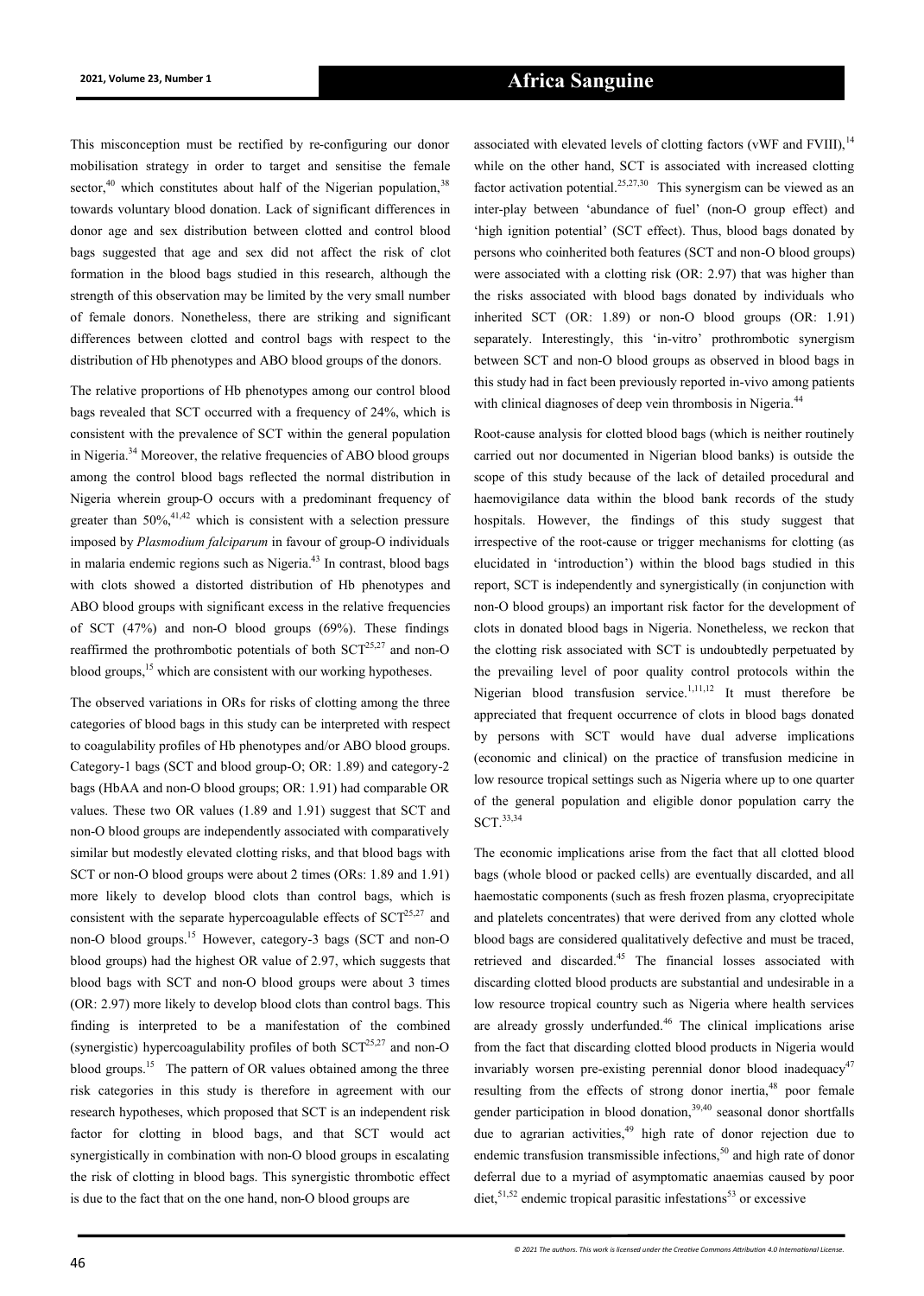This misconception must be rectified by re-configuring our donor mobilisation strategy in order to target and sensitise the female sector,[40] which constitutes about half of the Nigerian population,[38] towards voluntary blood donation. Lack of significant differences in donor age and sex distribution between clotted and control blood bags suggested that age and sex did not affect the risk of clot formation in the blood bags studied in this research, although the strength of this observation may be limited by the very small number of female donors. Nonetheless, there are striking and significant differences between clotted and control bags with respect to the distribution of Hb phenotypes and ABO blood groups of the donors.

The relative proportions of Hb phenotypes among our control blood bags revealed that SCT occurred with a frequency of 24%, which is consistent with the prevalence of SCT within the general population in Nigeria.[34] Moreover, the relative frequencies of ABO blood groups among the control blood bags reflected the normal distribution in Nigeria wherein group-O occurs with a predominant frequency of greater than 50%,[41,42] which is consistent with a selection pressure imposed by *Plasmodium falciparum* in favour of group-O individuals in malaria endemic regions such as Nigeria.[43] In contrast, blood bags with clots showed a distorted distribution of Hb phenotypes and ABO blood groups with significant excess in the relative frequencies of SCT (47%) and non-O blood groups (69%). These findings reaffirmed the prothrombotic potentials of both SCT[25,27] and non-O blood groups,[15] which are consistent with our working hypotheses.

The observed variations in ORs for risks of clotting among the three categories of blood bags in this study can be interpreted with respect to coagulability profiles of Hb phenotypes and/or ABO blood groups. Category-1 bags (SCT and blood group-O; OR: 1.89) and category-2 bags (HbAA and non-O blood groups; OR: 1.91) had comparable OR values. These two OR values (1.89 and 1.91) suggest that SCT and non-O blood groups are independently associated with comparatively similar but modestly elevated clotting risks, and that blood bags with SCT or non-O blood groups were about 2 times (ORs: 1.89 and 1.91) more likely to develop blood clots than control bags, which is consistent with the separate hypercoagulable effects of SCT[25,27] and non-O blood groups.[15] However, category-3 bags (SCT and non-O blood groups) had the highest OR value of 2.97, which suggests that blood bags with SCT and non-O blood groups were about 3 times (OR: 2.97) more likely to develop blood clots than control bags. This finding is interpreted to be a manifestation of the combined (synergistic) hypercoagulability profiles of both SCT[25,27] and non-O blood groups.[15] The pattern of OR values obtained among the three risk categories in this study is therefore in agreement with our research hypotheses, which proposed that SCT is an independent risk factor for clotting in blood bags, and that SCT would act synergistically in combination with non-O blood groups in escalating the risk of clotting in blood bags. This synergistic thrombotic effect is due to the fact that on the one hand, non-O blood groups are associated with elevated levels of clotting factors (vWF and FVIII),[14] while on the other hand, SCT is associated with increased clotting factor activation potential.[25,27,30] This synergism can be viewed as an inter-play between 'abundance of fuel' (non-O group effect) and 'high ignition potential' (SCT effect). Thus, blood bags donated by persons who coinherited both features (SCT and non-O blood groups) were associated with a clotting risk (OR: 2.97) that was higher than the risks associated with blood bags donated by individuals who inherited SCT (OR: 1.89) or non-O blood groups (OR: 1.91) separately. Interestingly, this 'in-vitro' prothrombotic synergism between SCT and non-O blood groups as observed in blood bags in this study had in fact been previously reported in-vivo among patients with clinical diagnoses of deep vein thrombosis in Nigeria.[44]

Root-cause analysis for clotted blood bags (which is neither routinely carried out nor documented in Nigerian blood banks) is outside the scope of this study because of the lack of detailed procedural and haemovigilance data within the blood bank records of the study hospitals. However, the findings of this study suggest that irrespective of the root-cause or trigger mechanisms for clotting (as elucidated in 'introduction') within the blood bags studied in this report, SCT is independently and synergistically (in conjunction with non-O blood groups) an important risk factor for the development of clots in donated blood bags in Nigeria. Nonetheless, we reckon that the clotting risk associated with SCT is undoubtedly perpetuated by the prevailing level of poor quality control protocols within the Nigerian blood transfusion service.[1,11,12] It must therefore be appreciated that frequent occurrence of clots in blood bags donated by persons with SCT would have dual adverse implications (economic and clinical) on the practice of transfusion medicine in low resource tropical settings such as Nigeria where up to one quarter of the general population and eligible donor population carry the SCT.[33,34]

The economic implications arise from the fact that all clotted blood bags (whole blood or packed cells) are eventually discarded, and all haemostatic components (such as fresh frozen plasma, cryoprecipitate and platelets concentrates) that were derived from any clotted whole blood bags are considered qualitatively defective and must be traced, retrieved and discarded.[45] The financial losses associated with discarding clotted blood products are substantial and undesirable in a low resource tropical country such as Nigeria where health services are already grossly underfunded.[46] The clinical implications arise from the fact that discarding clotted blood products in Nigeria would invariably worsen pre-existing perennial donor blood inadequacy[47] resulting from the effects of strong donor inertia,[48] poor female gender participation in blood donation,[39,40] seasonal donor shortfalls due to agrarian activities,[49] high rate of donor rejection due to endemic transfusion transmissible infections,[50] and high rate of donor deferral due to a myriad of asymptomatic anaemias caused by poor diet,[51,52] endemic tropical parasitic infestations[53] or excessive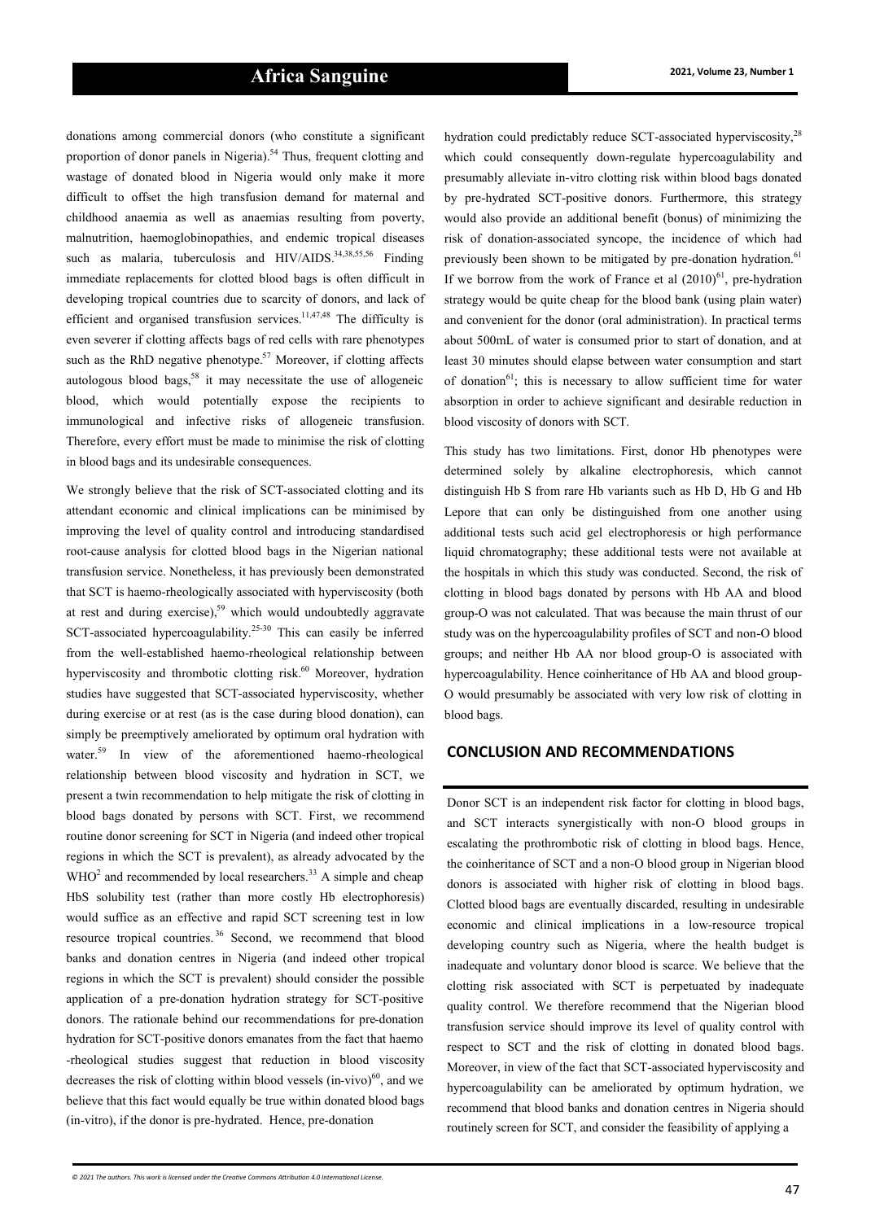donations among commercial donors (who constitute a significant proportion of donor panels in Nigeria).[54] Thus, frequent clotting and wastage of donated blood in Nigeria would only make it more difficult to offset the high transfusion demand for maternal and childhood anaemia as well as anaemias resulting from poverty, malnutrition, haemoglobinopathies, and endemic tropical diseases such as malaria, tuberculosis and HIV/AIDS.[34,38,55,56] Finding immediate replacements for clotted blood bags is often difficult in developing tropical countries due to scarcity of donors, and lack of efficient and organised transfusion services.[11,47,48] The difficulty is even severer if clotting affects bags of red cells with rare phenotypes such as the RhD negative phenotype.[57] Moreover, if clotting affects autologous blood bags,[58] it may necessitate the use of allogeneic blood, which would potentially expose the recipients to immunological and infective risks of allogeneic transfusion. Therefore, every effort must be made to minimise the risk of clotting in blood bags and its undesirable consequences.

We strongly believe that the risk of SCT-associated clotting and its attendant economic and clinical implications can be minimised by improving the level of quality control and introducing standardised root-cause analysis for clotted blood bags in the Nigerian national transfusion service. Nonetheless, it has previously been demonstrated that SCT is haemo-rheologically associated with hyperviscosity (both at rest and during exercise),[59] which would undoubtedly aggravate SCT-associated hypercoagulability.[25-30] This can easily be inferred from the well-established haemo-rheological relationship between hyperviscosity and thrombotic clotting risk.[60] Moreover, hydration studies have suggested that SCT-associated hyperviscosity, whether during exercise or at rest (as is the case during blood donation), can simply be preemptively ameliorated by optimum oral hydration with water.[59] In view of the aforementioned haemo-rheological relationship between blood viscosity and hydration in SCT, we present a twin recommendation to help mitigate the risk of clotting in blood bags donated by persons with SCT. First, we recommend routine donor screening for SCT in Nigeria (and indeed other tropical regions in which the SCT is prevalent), as already advocated by the WHO[2] and recommended by local researchers.[33] A simple and cheap HbS solubility test (rather than more costly Hb electrophoresis) would suffice as an effective and rapid SCT screening test in low resource tropical countries.[36] Second, we recommend that blood banks and donation centres in Nigeria (and indeed other tropical regions in which the SCT is prevalent) should consider the possible application of a pre-donation hydration strategy for SCT-positive donors. The rationale behind our recommendations for pre-donation hydration for SCT-positive donors emanates from the fact that haemo-rheological studies suggest that reduction in blood viscosity decreases the risk of clotting within blood vessels (in-vivo)[60], and we believe that this fact would equally be true within donated blood bags (in-vitro), if the donor is pre-hydrated. Hence, pre-donation hydration could predictably reduce SCT-associated hyperviscosity,[28] which could consequently down-regulate hypercoagulability and presumably alleviate in-vitro clotting risk within blood bags donated by pre-hydrated SCT-positive donors. Furthermore, this strategy would also provide an additional benefit (bonus) of minimizing the risk of donation-associated syncope, the incidence of which had previously been shown to be mitigated by pre-donation hydration.[61] If we borrow from the work of France et al (2010)[61], pre-hydration strategy would be quite cheap for the blood bank (using plain water) and convenient for the donor (oral administration). In practical terms about 500mL of water is consumed prior to start of donation, and at least 30 minutes should elapse between water consumption and start of donation[61]; this is necessary to allow sufficient time for water absorption in order to achieve significant and desirable reduction in blood viscosity of donors with SCT.

This study has two limitations. First, donor Hb phenotypes were determined solely by alkaline electrophoresis, which cannot distinguish Hb S from rare Hb variants such as Hb D, Hb G and Hb Lepore that can only be distinguished from one another using additional tests such acid gel electrophoresis or high performance liquid chromatography; these additional tests were not available at the hospitals in which this study was conducted. Second, the risk of clotting in blood bags donated by persons with Hb AA and blood group-O was not calculated. That was because the main thrust of our study was on the hypercoagulability profiles of SCT and non-O blood groups; and neither Hb AA nor blood group-O is associated with hypercoagulability. Hence coinheritance of Hb AA and blood group-O would presumably be associated with very low risk of clotting in blood bags.

## CONCLUSION AND RECOMMENDATIONS

Donor SCT is an independent risk factor for clotting in blood bags, and SCT interacts synergistically with non-O blood groups in escalating the prothrombotic risk of clotting in blood bags. Hence, the coinheritance of SCT and a non-O blood group in Nigerian blood donors is associated with higher risk of clotting in blood bags. Clotted blood bags are eventually discarded, resulting in undesirable economic and clinical implications in a low-resource tropical developing country such as Nigeria, where the health budget is inadequate and voluntary donor blood is scarce. We believe that the clotting risk associated with SCT is perpetuated by inadequate quality control. We therefore recommend that the Nigerian blood transfusion service should improve its level of quality control with respect to SCT and the risk of clotting in donated blood bags. Moreover, in view of the fact that SCT-associated hyperviscosity and hypercoagulability can be ameliorated by optimum hydration, we recommend that blood banks and donation centres in Nigeria should routinely screen for SCT, and consider the feasibility of applying a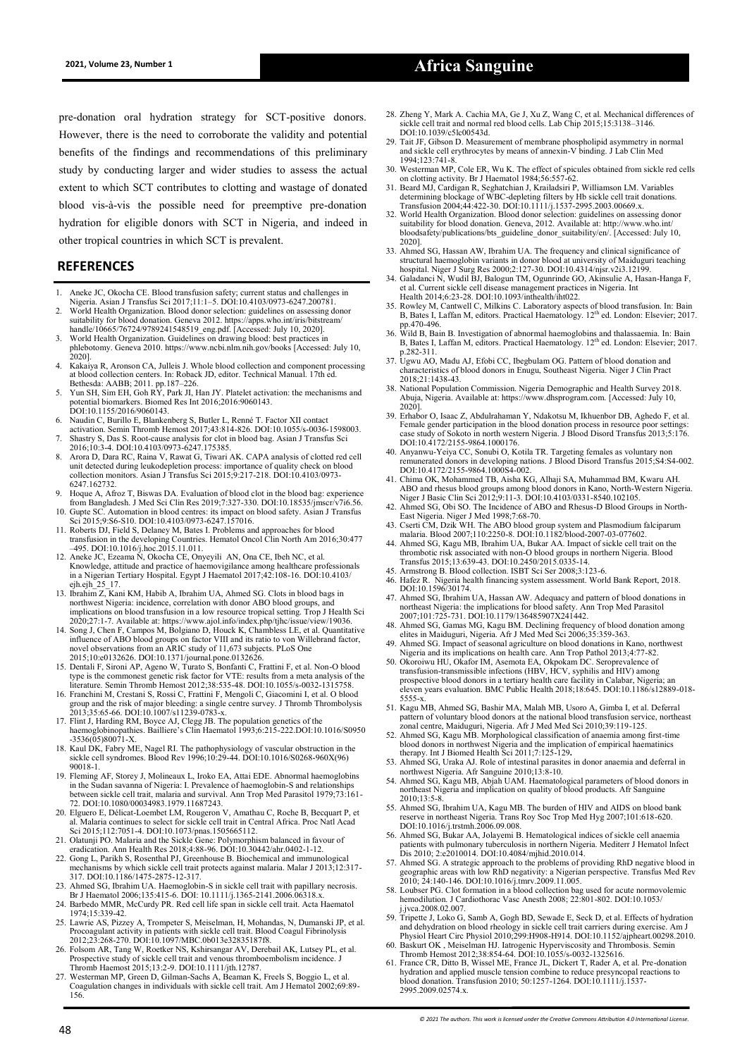pre-donation oral hydration strategy for SCT-positive donors. However, there is the need to corroborate the validity and potential benefits of the findings and recommendations of this preliminary study by conducting larger and wider studies to assess the actual extent to which SCT contributes to clotting and wastage of donated blood vis-à-vis the possible need for preemptive pre-donation hydration for eligible donors with SCT in Nigeria, and indeed in other tropical countries in which SCT is prevalent.

## REFERENCES

1. Aneke JC, Okocha CE. Blood transfusion safety; current status and challenges in Nigeria. Asian J Transfus Sci 2017;11:1–5. DOI:10.4103/0973-6247.200781.
2. World Health Organization. Blood donor selection: guidelines on assessing donor suitability for blood donation. Geneva 2012. https://apps.who.int/iris/bitstream/handle/10665/76724/9789241548519_eng.pdf. [Accessed: July 10, 2020].
3. World Health Organization. Guidelines on drawing blood: best practices in phlebotomy. Geneva 2010. https://www.ncbi.nlm.nih.gov/books [Accessed: July 10, 2020].
4. Kakaiya R, Aronson CA, Julleis J. Whole blood collection and component processing at blood collection centers. In: Roback JD, editor. Technical Manual. 17th ed. Bethesda: AABB; 2011. pp.187–226.
5. Yun SH, Sim EH, Goh RY, Park JI, Han JY. Platelet activation: the mechanisms and potential biomarkers. Biomed Res Int 2016;2016:9060143. DOI:10.1155/2016/9060143.
6. Naudin C, Burillo E, Blankenberg S, Butler L, Renné T. Factor XII contact activation. Semin Thromb Hemost 2017;43:814-826. DOI:10.1055/s-0036-1598003.
7. Shastry S, Das S. Root-cause analysis for clot in blood bag. Asian J Transfus Sci 2016;10:3-4. DOI:10.4103/0973-6247.175385.
8. Arora D, Dara RC, Raina V, Rawat G, Tiwari AK. CAPA analysis of clotted red cell unit detected during leukodepletion process: importance of quality check on blood collection monitors. Asian J Transfus Sci 2015;9:217-218. DOI:10.4103/0973-6247.162732.
9. Hoque A, Afroz T, Biswas DA. Evaluation of blood clot in the blood bag: experience from Bangladesh. J Med Sci Clin Res 2019;7:327-330. DOI:10.18535/jmscr/v7i6.56.
10. Gupte SC. Automation in blood centres: its impact on blood safety. Asian J Transfus Sci 2015;9:S6-S10. DOI:10.4103/0973-6247.157016.
11. Roberts DJ, Field S, Delaney M, Bates I. Problems and approaches for blood transfusion in the developing Countries. Hematol Oncol Clin North Am 2016;30:477–495. DOI:10.1016/j.hoc.2015.11.011.
12. Aneke JC, Ezeama N, Okocha CE, Onyeyili AN, Ona CE, Ibeh NC, et al. Knowledge, attitude and practice of haemovigilance among healthcare professionals in a Nigerian Tertiary Hospital. Egypt J Haematol 2017;42:108-16. DOI:10.4103/ejh.ejh_25_17.
13. Ibrahim Z, Kani KM, Habib A, Ibrahim UA, Ahmed SG. Clots in blood bags in northwest Nigeria: incidence, correlation with donor ABO blood groups, and implications on blood transfusion in a low resource tropical setting. Trop J Health Sci 2020;27:1-7. Available at: https://www.ajol.info/index.php/tjhc/issue/view/19306.
14. Song J, Chen F, Campos M, Bolgiano D, Houck K, Chambless LE, et al. Quantitative influence of ABO blood groups on factor VIII and its ratio to von Willebrand factor, novel observations from an ARIC study of 11,673 subjects. PLoS One 2015;10:e0132626. DOI:10.1371/journal.pone.0132626.
15. Dentali F, Sironi AP, Ageno W, Turato S, Bonfanti C, Frattini F, et al. Non-O blood type is the commonest genetic risk factor for VTE: results from a meta analysis of the literature. Semin Thromb Hemost 2012;38:535-48. DOI:10.1055/s-0032-1315758.
16. Franchini M, Crestani S, Rossi C, Frattini F, Mengoli C, Giacomini I, et al. O blood group and the risk of major bleeding: a single centre survey. J Thromb Thrombolysis 2013;35:65-66. DOI:10.1007/s11239-0783-x.
17. Flint J, Harding RM, Boyce AJ, Clegg JB. The population genetics of the haemoglobinopathies. Bailliere's Clin Haematol 1993;6:215-222.DOI:10.1016/S0950-3536(05)80071-X.
18. Kaul DK, Fabry ME, Nagel RI. The pathophysiology of vascular obstruction in the sickle cell syndromes. Blood Rev 1996;10:29-44. DOI:10.1016/S0268-960X(96)90018-1.
19. Fleming AF, Storey J, Molineaux L, Iroko EA, Attai EDE. Abnormal haemoglobins in the Sudan savanna of Nigeria: I. Prevalence of haemoglobin-S and relationships between sickle cell trait, malaria and survival. Ann Trop Med Parasitol 1979;73:161-72. DOI:10.1080/00034983.1979.11687243.
20. Elguero E, Délicat-Loembet LM, Rougeron V, Amathau C, Roche B, Becquart P, et al. Malaria continues to select for sickle cell trait in Central Africa. Proc Natl Acad Sci 2015;112:7051-4. DOI:10.1073/pnas.1505665112.
21. Olatunji PO. Malaria and the Sickle Gene: Polymorphism balanced in favour of eradication. Ann Health Res 2018;4:88-96. DOI:10.30442/ahr.0402-1-12.
22. Gong L, Parikh S, Rosenthal PJ, Greenhouse B. Biochemical and immunological mechanisms by which sickle cell trait protects against malaria. Malar J 2013;12:317-317. DOI:10.1186/1475-2875-12-317.
23. Ahmed SG, Ibrahim UA. Haemoglobin-S in sickle cell trait with papillary necrosis. Br J Haematol 2006;135:415-6. DOI: 10.1111/j.1365-2141.2006.06318.x.
24. Barbedo MMR, McCurdy PR. Red cell life span in sickle cell trait. Acta Haematol 1974;15:339-42.
25. Lawrie AS, Pizzey A, Trompeter S, Meiselman, H, Mohandas, N, Dumanski JP, et al. Procoagulant activity in patients with sickle cell trait. Blood Coagul Fibrinolysis 2012;23:268-270. DOI:10.1097/MBC.0b013e32835187f8.
26. Folsom AR, Tang W, Roetker NS, Kshirsangar AV, Derebail AK, Lutsey PL, et al. Prospective study of sickle cell trait and venous thromboembolism incidence. J Thromb Haemost 2015;13:2-9. DOI:10.1111/jth.12787.
27. Westerman MP, Green D, Gilman-Sachs A, Beaman K, Freels S, Boggio L, et al. Coagulation changes in individuals with sickle cell trait. Am J Hematol 2002;69:89-156.
28. Zheng Y, Mark A. Cachia MA, Ge J, Xu Z, Wang C, et al. Mechanical differences of sickle cell trait and normal red blood cells. Lab Chip 2015;15:3138–3146. DOI:10.1039/c5lc00543d.
29. Tait JF, Gibson D. Measurement of membrane phospholipid asymmetry in normal and sickle cell erythrocytes by means of annexin-V binding. J Lab Clin Med 1994;123:741-8.
30. Westerman MP, Cole ER, Wu K. The effect of spicules obtained from sickle red cells on clotting activity. Br J Haematol 1984;56:557-62.
31. Beard MJ, Cardigan R, Seghatchian J, Krailadsiri P, Williamson LM. Variables determining blockage of WBC-depleting filters by Hb sickle cell trait donations. Transfusion 2004;44:422-30. DOI:10.1111/j.1537-2995.2003.00669.x.
32. World Health Organization. Blood donor selection: guidelines on assessing donor suitability for blood donation. Geneva, 2012. Available at: http://www.who.int/bloodsafety/publications/bts_guideline_donor_suitability/en/. [Accessed: July 10, 2020].
33. Ahmed SG, Hassan AW, Ibrahim UA. The frequency and clinical significance of structural haemoglobin variants in donor blood at university of Maiduguri teaching hospital. Niger J Surg Res 2000;2:127-30. DOI:10.4314/njsr.v2i3.12199.
34. Galadanci N, Wudil BJ, Balogun TM, Ogunrinde GO, Akinsulie A, Hasan-Hanga F, et al. Current sickle cell disease management practices in Nigeria. Int Health 2014;6:23-28. DOI:10.1093/inthealth/iht022.
35. Rowley M, Cantwell C, Milkins C. Laboratory aspects of blood transfusion. In: Bain B, Bates I, Laffan M, editors. Practical Haematology. 12th ed. London: Elsevier; 2017. pp.470-496.
36. Wild B, Bain B. Investigation of abnormal haemoglobins and thalassaemia. In: Bain B, Bates I, Laffan M, editors. Practical Haematology. 12th ed. London: Elsevier; 2017. p.282-311.
37. Ugwu AO, Madu AJ, Efobi CC, Ibegbulam OG. Pattern of blood donation and characteristics of blood donors in Enugu, Southeast Nigeria. Niger J Clin Pract 2018;21:1438-43.
38. National Population Commission. Nigeria Demographic and Health Survey 2018. Abuja, Nigeria. Available at: https://www.dhsprogram.com. [Accessed: July 10, 2020].
39. Erhabor O, Isaac Z, Abdulrahaman Y, Ndakotsu M, Ikhuenbor DB, Aghedo F, et al. Female gender participation in the blood donation process in resource poor settings: case study of Sokoto in north western Nigeria. J Blood Disord Transfus 2013;5:176. DOI:10.4172/2155-9864.1000176.
40. Anyanwu-Yeiya CC, Sonubi O, Kotila TR. Targeting females as voluntary non remunerated donors in developing nations. J Blood Disord Transfus 2015;S4:S4-002. DOI:10.4172/2155-9864.1000S4-002.
41. Chima OK, Mohammed TB, Aisha KG, Alhaji SA, Muhammad BM, Kwaru AH. ABO and rhesus blood groups among blood donors in Kano, North-Western Nigeria. Niger J Basic Clin Sci 2012;9:11-3. DOI:10.4103/0331-8540.102105.
42. Ahmed SG, Obi SO. The Incidence of ABO and Rhesus-D Blood Groups in North-East Nigeria. Niger J Med 1998;7:68-70.
43. Cserti CM, Dzik WH. The ABO blood group system and Plasmodium falciparum malaria. Blood 2007;110:2250-8. DOI:10.1182/blood-2007-03-077602.
44. Ahmed SG, Kagu MB, Ibrahim UA, Bukar AA. Impact of sickle cell trait on the thrombotic risk associated with non-O blood groups in northern Nigeria. Blood Transfus 2015;13:639-43. DOI:10.2450/2015.0335-14.
45. Armstrong B. Blood collection. ISBT Sci Ser 2008;3:123-6.
46. Hafez R. Nigeria health financing system assessment. World Bank Report, 2018. DOI:10.1596/30174.
47. Ahmed SG, Ibrahim UA, Hassan AW. Adequacy and pattern of blood donations in northeast Nigeria: the implications for blood safety. Ann Trop Med Parasitol 2007;101:725-731. DOI:10.1179/136485907X241442.
48. Ahmed SG, Gamas MG, Kagu BM. Declining frequency of blood donation among elites in Maiduguri, Nigeria. Afr J Med Med Sci 2006;35:359-363.
49. Ahmed SG. Impact of seasonal agriculture on blood donations in Kano, northwest Nigeria and its implications on health care. Ann Trop Pathol 2013;4:77-82.
50. Okoroiwu HU, Okafor IM, Asemota EA, Okpokam DC. Seroprevalence of transfusion-transmissible infections (HBV, HCV, syphilis and HIV) among prospective blood donors in a tertiary health care facility in Calabar, Nigeria; an eleven years evaluation. BMC Public Health 2018;18:645. DOI:10.1186/s12889-018-5555-x.
51. Kagu MB, Ahmed SG, Bashir MA, Malah MB, Usoro A, Gimba I, et al. Deferral pattern of voluntary blood donors at the national blood transfusion service, northeast zonal centre, Maiduguri, Nigeria. Afr J Med Med Sci 2010;39:119-125.
52. Ahmed SG, Kagu MB. Morphological classification of anaemia among first-time blood donors in northwest Nigeria and the implication of empirical haematinics therapy. Int J Biomed Health Sci 2011;7:125-129.
53. Ahmed SG, Uraka AJ. Role of intestinal parasites in donor anaemia and deferral in northwest Nigeria. Afr Sanguine 2010;13:8-10.
54. Ahmed SG, Kagu MB, Abjah UAM. Haematological parameters of blood donors in northeast Nigeria and implication on quality of blood products. Afr Sanguine 2010;13:5-8.
55. Ahmed SG, Ibrahim UA, Kagu MB. The burden of HIV and AIDS on blood bank reserve in northeast Nigeria. Trans Roy Soc Trop Med Hyg 2007;101:618-620. DOI:10.1016/j.trstmh.2006.09.008.
56. Ahmed SG, Bukar AA, Jolayemi B. Hematological indices of sickle cell anaemia patients with pulmonary tuberculosis in northern Nigeria. Mediterr J Hematol Infect Dis 2010; 2:e2010014. DOI:10.4084/mjhid.2010.014.
57. Ahmed SG. A strategic approach to the problems of providing RhD negative blood in geographic areas with low RhD negativity: a Nigerian perspective. Transfus Med Rev 2010; 24:140-146. DOI:10.1016/j.tmrv.2009.11.005.
58. Loubser PG. Clot formation in a blood collection bag used for acute normovolemic hemodilution. J Cardiothorac Vasc Anesth 2008; 22:801-802. DOI:10.1053/j.jvca.2008.02.007.
59. Tripette J, Loko G, Samb A, Gogh BD, Sewade E, Seck D, et al. Effects of hydration and dehydration on blood rheology in sickle cell trait carriers during exercise. Am J Physiol Heart Circ Physiol 2010;299:H908-H914. DOI:10.1152/ajpheart.00298.2010.
60. Baskurt OK , Meiselman HJ. Iatrogenic Hyperviscosity and Thrombosis. Semin Thromb Hemost 2012;38:854-64. DOI:10.1055/s-0032-1325616.
61. France CR, Ditto B, Wissel ME, France JL, Dickert T, Rader A, et al. Pre-donation hydration and applied muscle tension combine to reduce presyncopal reactions to blood donation. Transfusion 2010; 50:1257-1264. DOI:10.1111/j.1537-2995.2009.02574.x.

© 2021 The authors. This work is licensed under the Creative Commons Attribution 4.0 International License.